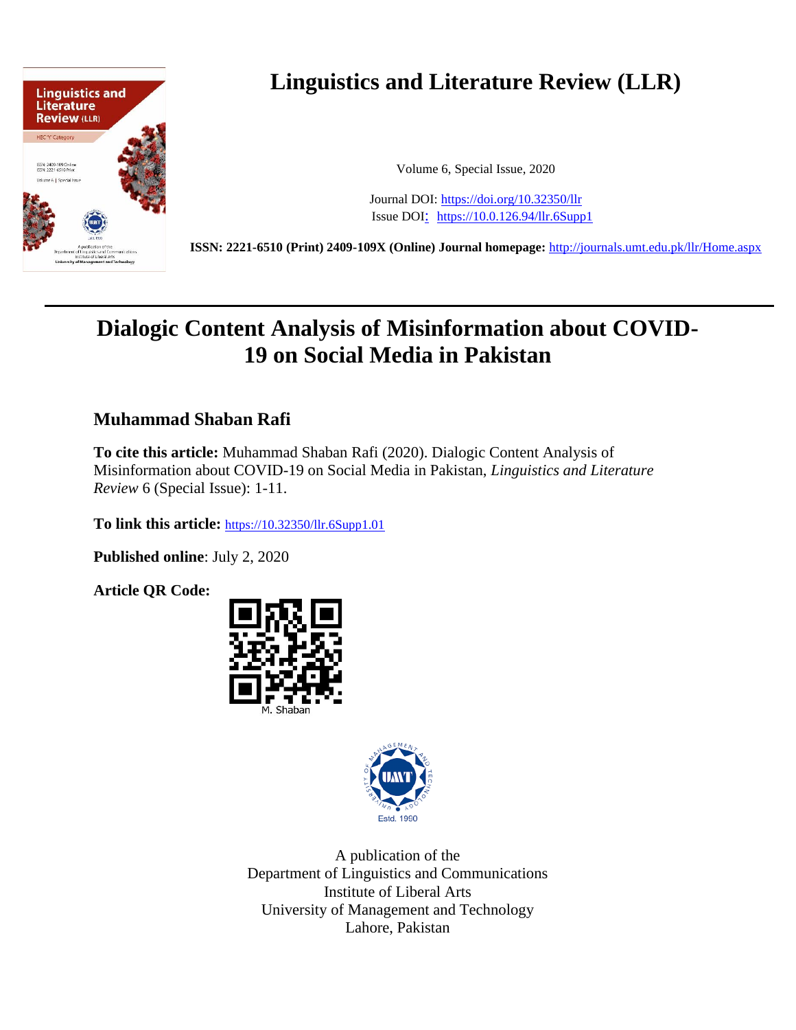# Linguistics and Literature Review (LLR)

Volume 6, Special Issue, 2020

Journal DOI: https://doi.org/10.32350/llr
Issue DOI: https://10.0.126.94/llr.6Supp1

**ISSN: 2221-6510 (Print) 2409-109X (Online) Journal homepage:** http://journals.umt.edu.pk/llr/Home.aspx

---

# Dialogic Content Analysis of Misinformation about COVID-19 on Social Media in Pakistan

## Muhammad Shaban Rafi

**To cite this article:** Muhammad Shaban Rafi (2020). Dialogic Content Analysis of Misinformation about COVID-19 on Social Media in Pakistan, *Linguistics and Literature Review* 6 (Special Issue): 1-11.

**To link this article:** https://10.32350/llr.6Supp1.01

**Published online**: July 2, 2020

**Article QR Code:**

M. Shaban

Estd. 1990

A publication of the
Department of Linguistics and Communications
Institute of Liberal Arts
University of Management and Technology
Lahore, Pakistan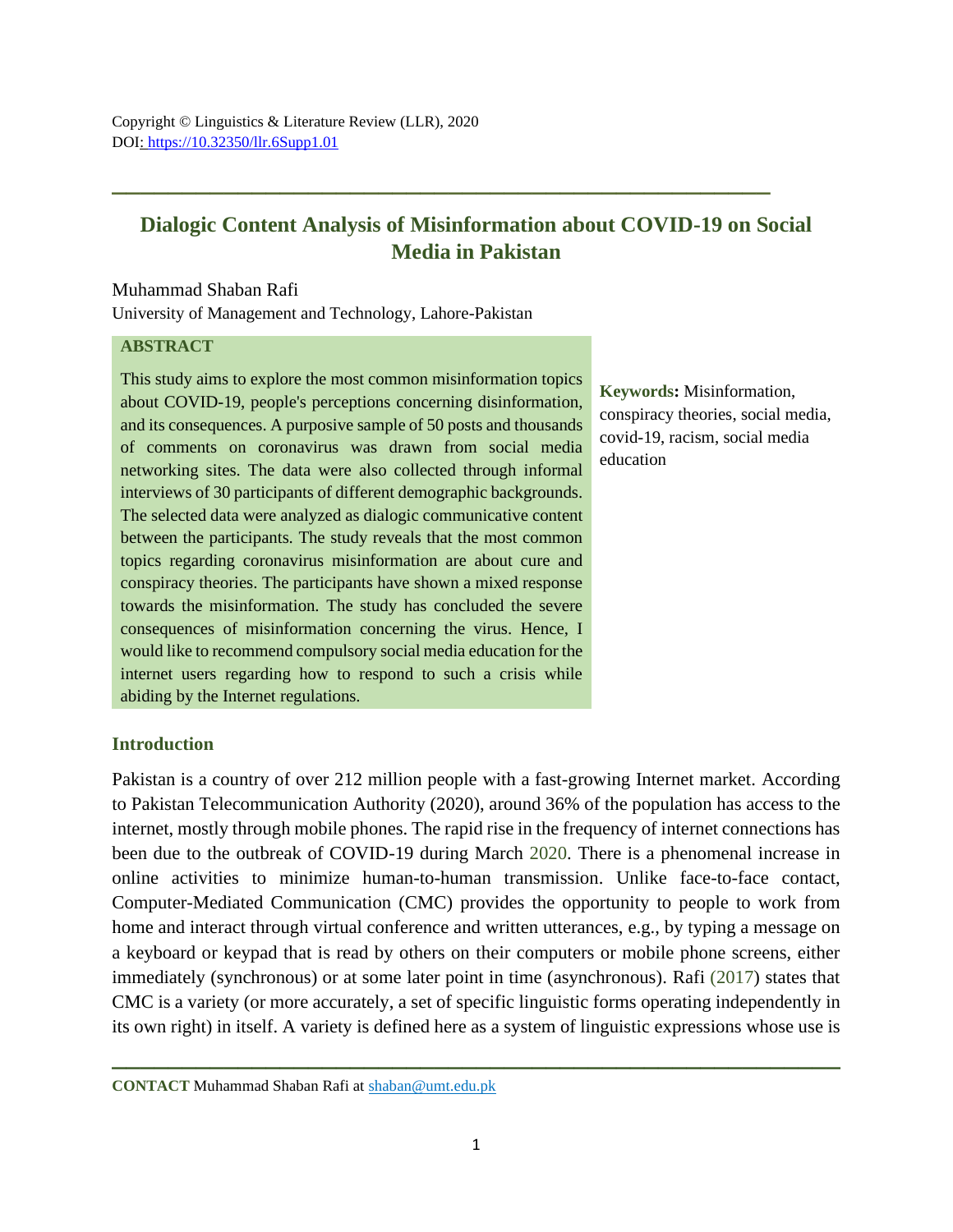Copyright © Linguistics & Literature Review (LLR), 2020
DOI: https://10.32350/llr.6Supp1.01

---

# Dialogic Content Analysis of Misinformation about COVID-19 on Social Media in Pakistan

Muhammad Shaban Rafi
University of Management and Technology, Lahore-Pakistan

**ABSTRACT**

This study aims to explore the most common misinformation topics about COVID-19, people's perceptions concerning disinformation, and its consequences. A purposive sample of 50 posts and thousands of comments on coronavirus was drawn from social media networking sites. The data were also collected through informal interviews of 30 participants of different demographic backgrounds. The selected data were analyzed as dialogic communicative content between the participants. The study reveals that the most common topics regarding coronavirus misinformation are about cure and conspiracy theories. The participants have shown a mixed response towards the misinformation. The study has concluded the severe consequences of misinformation concerning the virus. Hence, I would like to recommend compulsory social media education for the internet users regarding how to respond to such a crisis while abiding by the Internet regulations.

**Keywords:** Misinformation, conspiracy theories, social media, covid-19, racism, social media education

## Introduction

Pakistan is a country of over 212 million people with a fast-growing Internet market. According to Pakistan Telecommunication Authority (2020), around 36% of the population has access to the internet, mostly through mobile phones. The rapid rise in the frequency of internet connections has been due to the outbreak of COVID-19 during March 2020. There is a phenomenal increase in online activities to minimize human-to-human transmission. Unlike face-to-face contact, Computer-Mediated Communication (CMC) provides the opportunity to people to work from home and interact through virtual conference and written utterances, e.g., by typing a message on a keyboard or keypad that is read by others on their computers or mobile phone screens, either immediately (synchronous) or at some later point in time (asynchronous). Rafi (2017) states that CMC is a variety (or more accurately, a set of specific linguistic forms operating independently in its own right) in itself. A variety is defined here as a system of linguistic expressions whose use is

---

**CONTACT** Muhammad Shaban Rafi at shaban@umt.edu.pk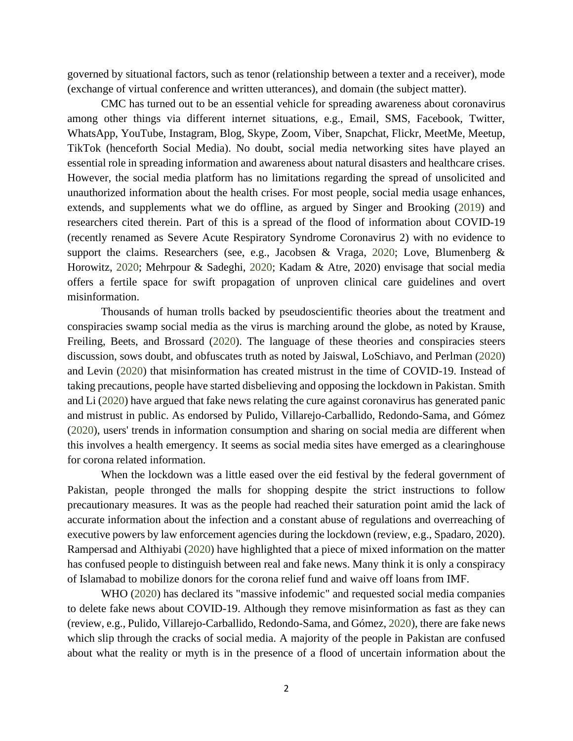governed by situational factors, such as tenor (relationship between a texter and a receiver), mode (exchange of virtual conference and written utterances), and domain (the subject matter).

CMC has turned out to be an essential vehicle for spreading awareness about coronavirus among other things via different internet situations, e.g., Email, SMS, Facebook, Twitter, WhatsApp, YouTube, Instagram, Blog, Skype, Zoom, Viber, Snapchat, Flickr, MeetMe, Meetup, TikTok (henceforth Social Media). No doubt, social media networking sites have played an essential role in spreading information and awareness about natural disasters and healthcare crises. However, the social media platform has no limitations regarding the spread of unsolicited and unauthorized information about the health crises. For most people, social media usage enhances, extends, and supplements what we do offline, as argued by Singer and Brooking (2019) and researchers cited therein. Part of this is a spread of the flood of information about COVID-19 (recently renamed as Severe Acute Respiratory Syndrome Coronavirus 2) with no evidence to support the claims. Researchers (see, e.g., Jacobsen & Vraga, 2020; Love, Blumenberg & Horowitz, 2020; Mehrpour & Sadeghi, 2020; Kadam & Atre, 2020) envisage that social media offers a fertile space for swift propagation of unproven clinical care guidelines and overt misinformation.

Thousands of human trolls backed by pseudoscientific theories about the treatment and conspiracies swamp social media as the virus is marching around the globe, as noted by Krause, Freiling, Beets, and Brossard (2020). The language of these theories and conspiracies steers discussion, sows doubt, and obfuscates truth as noted by Jaiswal, LoSchiavo, and Perlman (2020) and Levin (2020) that misinformation has created mistrust in the time of COVID-19. Instead of taking precautions, people have started disbelieving and opposing the lockdown in Pakistan. Smith and Li (2020) have argued that fake news relating the cure against coronavirus has generated panic and mistrust in public. As endorsed by Pulido, Villarejo-Carballido, Redondo-Sama, and Gómez (2020), users' trends in information consumption and sharing on social media are different when this involves a health emergency. It seems as social media sites have emerged as a clearinghouse for corona related information.

When the lockdown was a little eased over the eid festival by the federal government of Pakistan, people thronged the malls for shopping despite the strict instructions to follow precautionary measures. It was as the people had reached their saturation point amid the lack of accurate information about the infection and a constant abuse of regulations and overreaching of executive powers by law enforcement agencies during the lockdown (review, e.g., Spadaro, 2020). Rampersad and Althiyabi (2020) have highlighted that a piece of mixed information on the matter has confused people to distinguish between real and fake news. Many think it is only a conspiracy of Islamabad to mobilize donors for the corona relief fund and waive off loans from IMF.

WHO (2020) has declared its "massive infodemic" and requested social media companies to delete fake news about COVID-19. Although they remove misinformation as fast as they can (review, e.g., Pulido, Villarejo-Carballido, Redondo-Sama, and Gómez, 2020), there are fake news which slip through the cracks of social media. A majority of the people in Pakistan are confused about what the reality or myth is in the presence of a flood of uncertain information about the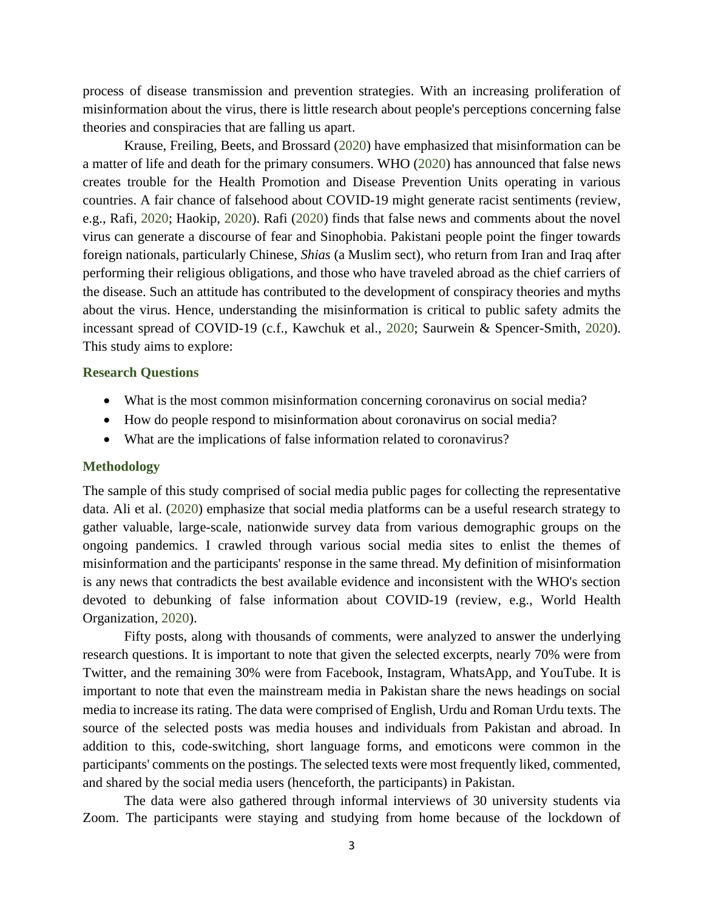process of disease transmission and prevention strategies. With an increasing proliferation of misinformation about the virus, there is little research about people's perceptions concerning false theories and conspiracies that are falling us apart.

Krause, Freiling, Beets, and Brossard (2020) have emphasized that misinformation can be a matter of life and death for the primary consumers. WHO (2020) has announced that false news creates trouble for the Health Promotion and Disease Prevention Units operating in various countries. A fair chance of falsehood about COVID-19 might generate racist sentiments (review, e.g., Rafi, 2020; Haokip, 2020). Rafi (2020) finds that false news and comments about the novel virus can generate a discourse of fear and Sinophobia. Pakistani people point the finger towards foreign nationals, particularly Chinese, *Shias* (a Muslim sect), who return from Iran and Iraq after performing their religious obligations, and those who have traveled abroad as the chief carriers of the disease. Such an attitude has contributed to the development of conspiracy theories and myths about the virus. Hence, understanding the misinformation is critical to public safety admits the incessant spread of COVID-19 (c.f., Kawchuk et al., 2020; Saurwein & Spencer-Smith, 2020). This study aims to explore:

## Research Questions

- What is the most common misinformation concerning coronavirus on social media?
- How do people respond to misinformation about coronavirus on social media?
- What are the implications of false information related to coronavirus?

## Methodology

The sample of this study comprised of social media public pages for collecting the representative data. Ali et al. (2020) emphasize that social media platforms can be a useful research strategy to gather valuable, large-scale, nationwide survey data from various demographic groups on the ongoing pandemics. I crawled through various social media sites to enlist the themes of misinformation and the participants' response in the same thread. My definition of misinformation is any news that contradicts the best available evidence and inconsistent with the WHO's section devoted to debunking of false information about COVID-19 (review, e.g., World Health Organization, 2020).

Fifty posts, along with thousands of comments, were analyzed to answer the underlying research questions. It is important to note that given the selected excerpts, nearly 70% were from Twitter, and the remaining 30% were from Facebook, Instagram, WhatsApp, and YouTube. It is important to note that even the mainstream media in Pakistan share the news headings on social media to increase its rating. The data were comprised of English, Urdu and Roman Urdu texts. The source of the selected posts was media houses and individuals from Pakistan and abroad. In addition to this, code-switching, short language forms, and emoticons were common in the participants' comments on the postings. The selected texts were most frequently liked, commented, and shared by the social media users (henceforth, the participants) in Pakistan.

The data were also gathered through informal interviews of 30 university students via Zoom. The participants were staying and studying from home because of the lockdown of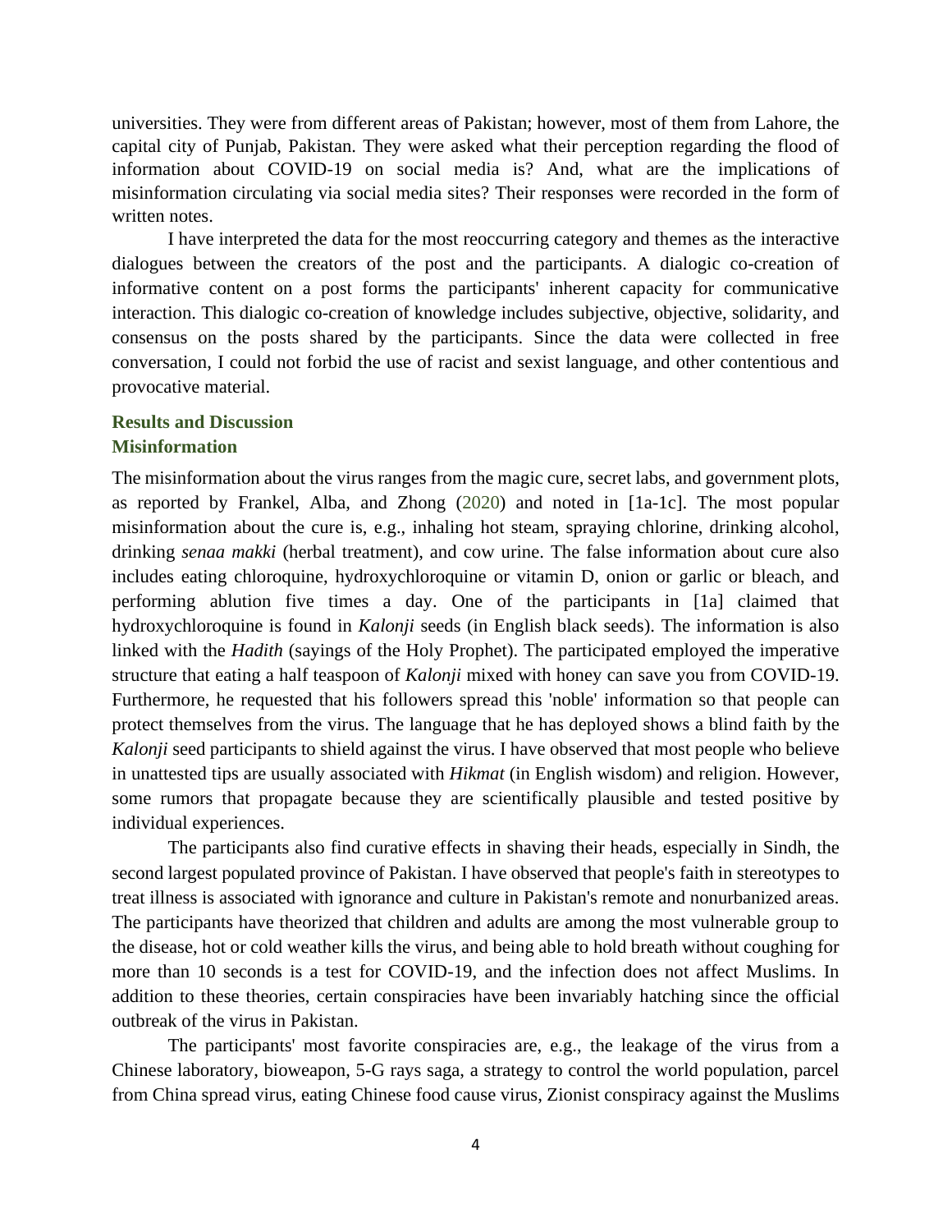universities. They were from different areas of Pakistan; however, most of them from Lahore, the capital city of Punjab, Pakistan. They were asked what their perception regarding the flood of information about COVID-19 on social media is? And, what are the implications of misinformation circulating via social media sites? Their responses were recorded in the form of written notes.

I have interpreted the data for the most reoccurring category and themes as the interactive dialogues between the creators of the post and the participants. A dialogic co-creation of informative content on a post forms the participants' inherent capacity for communicative interaction. This dialogic co-creation of knowledge includes subjective, objective, solidarity, and consensus on the posts shared by the participants. Since the data were collected in free conversation, I could not forbid the use of racist and sexist language, and other contentious and provocative material.

## Results and Discussion

### Misinformation

The misinformation about the virus ranges from the magic cure, secret labs, and government plots, as reported by Frankel, Alba, and Zhong (2020) and noted in [1a-1c]. The most popular misinformation about the cure is, e.g., inhaling hot steam, spraying chlorine, drinking alcohol, drinking *senaa makki* (herbal treatment), and cow urine. The false information about cure also includes eating chloroquine, hydroxychloroquine or vitamin D, onion or garlic or bleach, and performing ablution five times a day. One of the participants in [1a] claimed that hydroxychloroquine is found in *Kalonji* seeds (in English black seeds). The information is also linked with the *Hadith* (sayings of the Holy Prophet). The participated employed the imperative structure that eating a half teaspoon of *Kalonji* mixed with honey can save you from COVID-19. Furthermore, he requested that his followers spread this 'noble' information so that people can protect themselves from the virus. The language that he has deployed shows a blind faith by the *Kalonji* seed participants to shield against the virus. I have observed that most people who believe in unattested tips are usually associated with *Hikmat* (in English wisdom) and religion. However, some rumors that propagate because they are scientifically plausible and tested positive by individual experiences.

The participants also find curative effects in shaving their heads, especially in Sindh, the second largest populated province of Pakistan. I have observed that people's faith in stereotypes to treat illness is associated with ignorance and culture in Pakistan's remote and nonurbanized areas. The participants have theorized that children and adults are among the most vulnerable group to the disease, hot or cold weather kills the virus, and being able to hold breath without coughing for more than 10 seconds is a test for COVID-19, and the infection does not affect Muslims. In addition to these theories, certain conspiracies have been invariably hatching since the official outbreak of the virus in Pakistan.

The participants' most favorite conspiracies are, e.g., the leakage of the virus from a Chinese laboratory, bioweapon, 5-G rays saga, a strategy to control the world population, parcel from China spread virus, eating Chinese food cause virus, Zionist conspiracy against the Muslims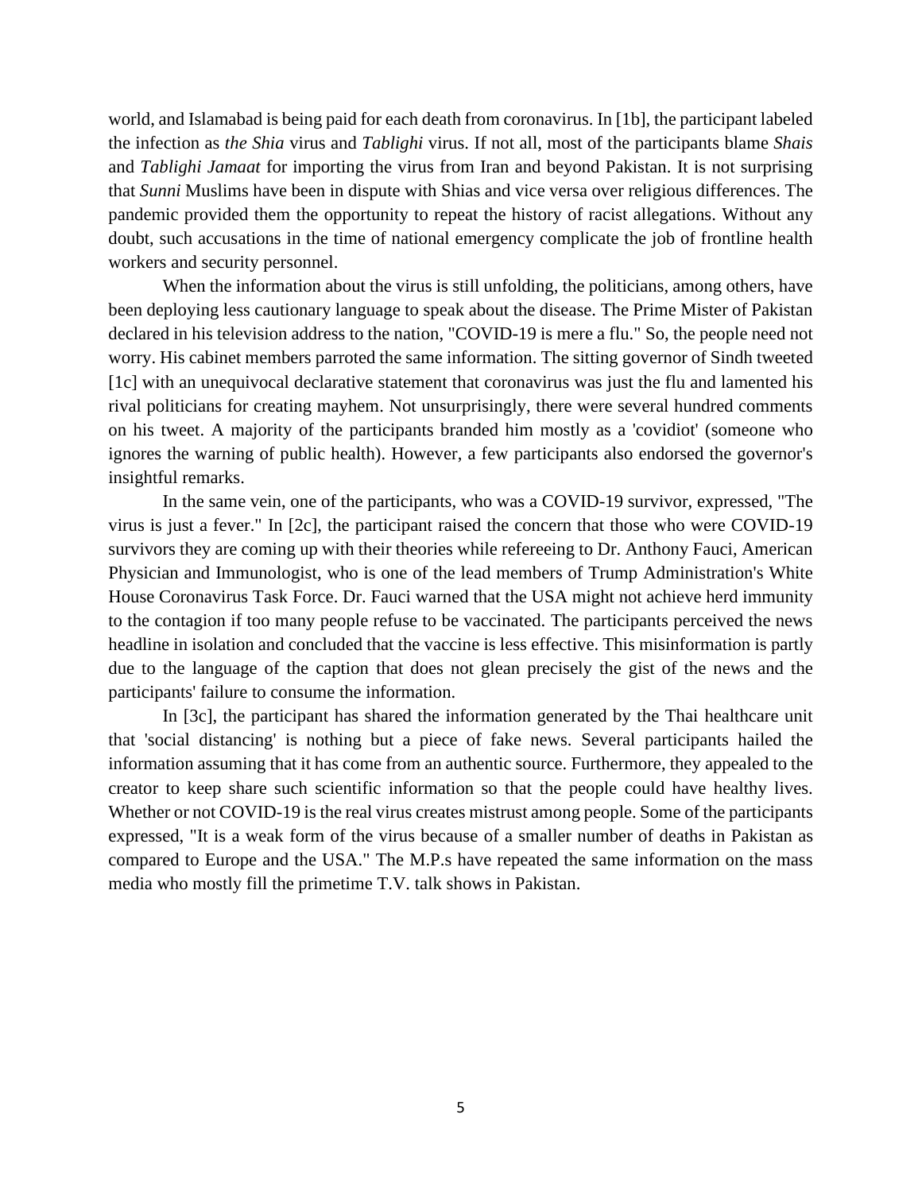world, and Islamabad is being paid for each death from coronavirus. In [1b], the participant labeled the infection as *the Shia* virus and *Tablighi* virus. If not all, most of the participants blame *Shais* and *Tablighi Jamaat* for importing the virus from Iran and beyond Pakistan. It is not surprising that *Sunni* Muslims have been in dispute with Shias and vice versa over religious differences. The pandemic provided them the opportunity to repeat the history of racist allegations. Without any doubt, such accusations in the time of national emergency complicate the job of frontline health workers and security personnel.

When the information about the virus is still unfolding, the politicians, among others, have been deploying less cautionary language to speak about the disease. The Prime Mister of Pakistan declared in his television address to the nation, "COVID-19 is mere a flu." So, the people need not worry. His cabinet members parroted the same information. The sitting governor of Sindh tweeted [1c] with an unequivocal declarative statement that coronavirus was just the flu and lamented his rival politicians for creating mayhem. Not unsurprisingly, there were several hundred comments on his tweet. A majority of the participants branded him mostly as a 'covidiot' (someone who ignores the warning of public health). However, a few participants also endorsed the governor's insightful remarks.

In the same vein, one of the participants, who was a COVID-19 survivor, expressed, "The virus is just a fever." In [2c], the participant raised the concern that those who were COVID-19 survivors they are coming up with their theories while refereeing to Dr. Anthony Fauci, American Physician and Immunologist, who is one of the lead members of Trump Administration's White House Coronavirus Task Force. Dr. Fauci warned that the USA might not achieve herd immunity to the contagion if too many people refuse to be vaccinated. The participants perceived the news headline in isolation and concluded that the vaccine is less effective. This misinformation is partly due to the language of the caption that does not glean precisely the gist of the news and the participants' failure to consume the information.

In [3c], the participant has shared the information generated by the Thai healthcare unit that 'social distancing' is nothing but a piece of fake news. Several participants hailed the information assuming that it has come from an authentic source. Furthermore, they appealed to the creator to keep share such scientific information so that the people could have healthy lives. Whether or not COVID-19 is the real virus creates mistrust among people. Some of the participants expressed, "It is a weak form of the virus because of a smaller number of deaths in Pakistan as compared to Europe and the USA." The M.P.s have repeated the same information on the mass media who mostly fill the primetime T.V. talk shows in Pakistan.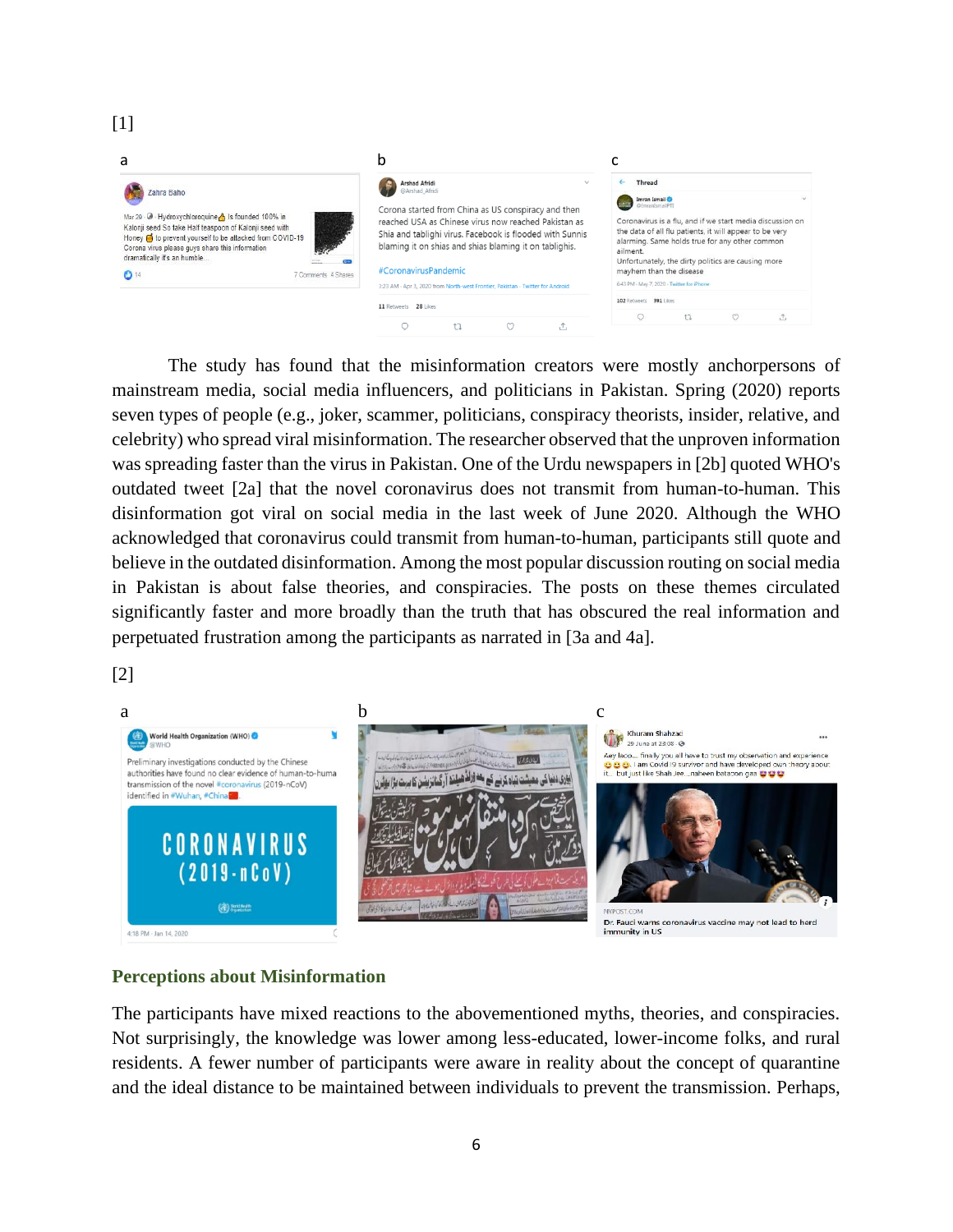[1]

The study has found that the misinformation creators were mostly anchorpersons of mainstream media, social media influencers, and politicians in Pakistan. Spring (2020) reports seven types of people (e.g., joker, scammer, politicians, conspiracy theorists, insider, relative, and celebrity) who spread viral misinformation. The researcher observed that the unproven information was spreading faster than the virus in Pakistan. One of the Urdu newspapers in [2b] quoted WHO's outdated tweet [2a] that the novel coronavirus does not transmit from human-to-human. This disinformation got viral on social media in the last week of June 2020. Although the WHO acknowledged that coronavirus could transmit from human-to-human, participants still quote and believe in the outdated disinformation. Among the most popular discussion routing on social media in Pakistan is about false theories, and conspiracies. The posts on these themes circulated significantly faster and more broadly than the truth that has obscured the real information and perpetuated frustration among the participants as narrated in [3a and 4a].

[2]

## Perceptions about Misinformation

The participants have mixed reactions to the abovementioned myths, theories, and conspiracies. Not surprisingly, the knowledge was lower among less-educated, lower-income folks, and rural residents. A fewer number of participants were aware in reality about the concept of quarantine and the ideal distance to be maintained between individuals to prevent the transmission. Perhaps,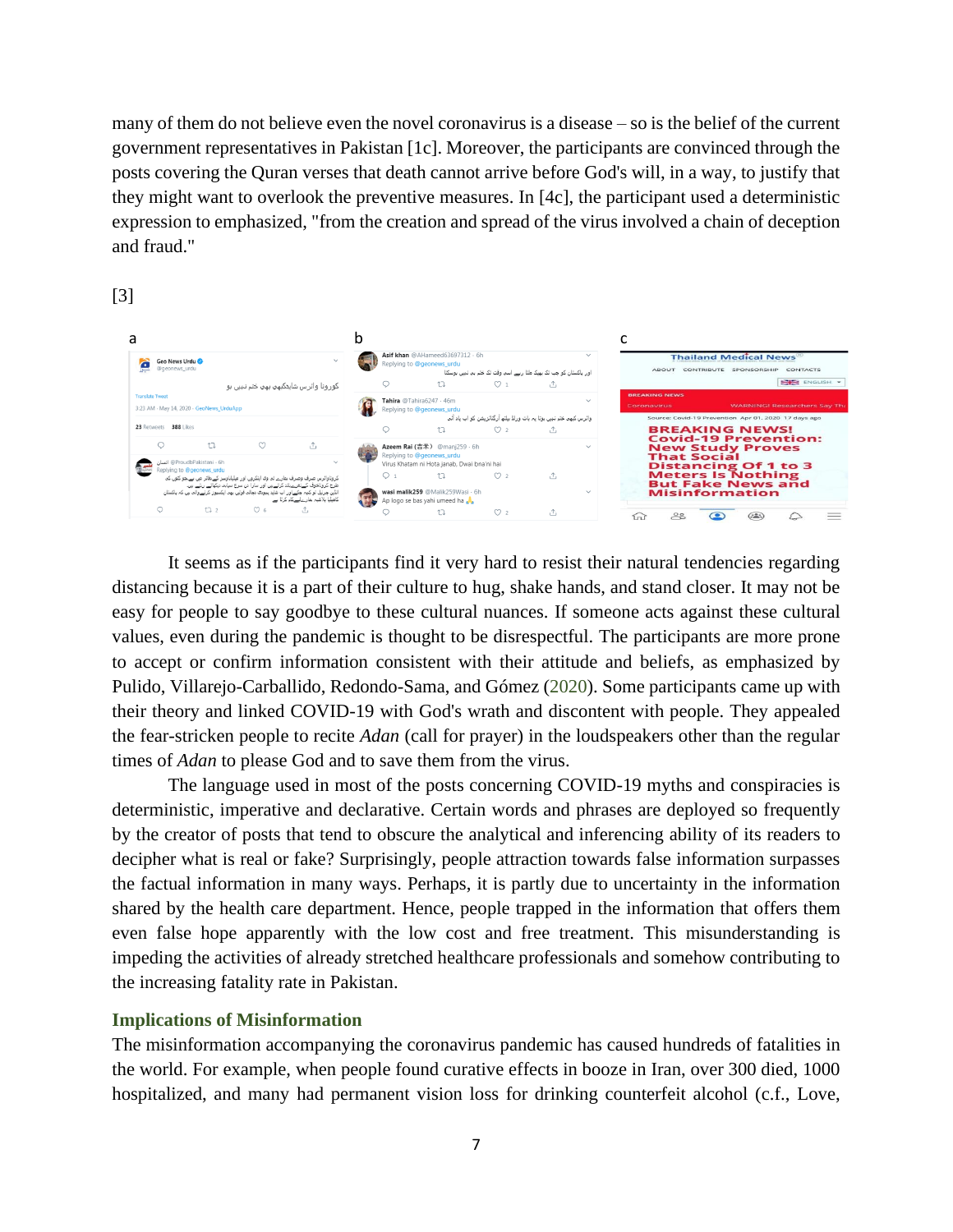many of them do not believe even the novel coronavirus is a disease – so is the belief of the current government representatives in Pakistan [1c]. Moreover, the participants are convinced through the posts covering the Quran verses that death cannot arrive before God's will, in a way, to justify that they might want to overlook the preventive measures. In [4c], the participant used a deterministic expression to emphasized, "from the creation and spread of the virus involved a chain of deception and fraud."

[3]

It seems as if the participants find it very hard to resist their natural tendencies regarding distancing because it is a part of their culture to hug, shake hands, and stand closer. It may not be easy for people to say goodbye to these cultural nuances. If someone acts against these cultural values, even during the pandemic is thought to be disrespectful. The participants are more prone to accept or confirm information consistent with their attitude and beliefs, as emphasized by Pulido, Villarejo-Carballido, Redondo-Sama, and Gómez (2020). Some participants came up with their theory and linked COVID-19 with God's wrath and discontent with people. They appealed the fear-stricken people to recite *Adan* (call for prayer) in the loudspeakers other than the regular times of *Adan* to please God and to save them from the virus.

The language used in most of the posts concerning COVID-19 myths and conspiracies is deterministic, imperative and declarative. Certain words and phrases are deployed so frequently by the creator of posts that tend to obscure the analytical and inferencing ability of its readers to decipher what is real or fake? Surprisingly, people attraction towards false information surpasses the factual information in many ways. Perhaps, it is partly due to uncertainty in the information shared by the health care department. Hence, people trapped in the information that offers them even false hope apparently with the low cost and free treatment. This misunderstanding is impeding the activities of already stretched healthcare professionals and somehow contributing to the increasing fatality rate in Pakistan.

## Implications of Misinformation

The misinformation accompanying the coronavirus pandemic has caused hundreds of fatalities in the world. For example, when people found curative effects in booze in Iran, over 300 died, 1000 hospitalized, and many had permanent vision loss for drinking counterfeit alcohol (c.f., Love,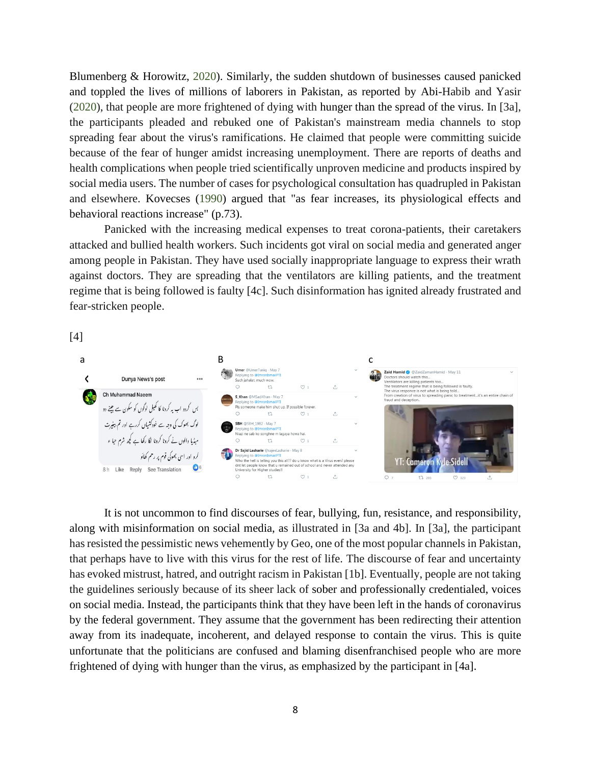Blumenberg & Horowitz, 2020). Similarly, the sudden shutdown of businesses caused panicked and toppled the lives of millions of laborers in Pakistan, as reported by Abi-Habib and Yasir (2020), that people are more frightened of dying with hunger than the spread of the virus. In [3a], the participants pleaded and rebuked one of Pakistan's mainstream media channels to stop spreading fear about the virus's ramifications. He claimed that people were committing suicide because of the fear of hunger amidst increasing unemployment. There are reports of deaths and health complications when people tried scientifically unproven medicine and products inspired by social media users. The number of cases for psychological consultation has quadrupled in Pakistan and elsewhere. Kovecses (1990) argued that "as fear increases, its physiological effects and behavioral reactions increase" (p.73).

Panicked with the increasing medical expenses to treat corona-patients, their caretakers attacked and bullied health workers. Such incidents got viral on social media and generated anger among people in Pakistan. They have used socially inappropriate language to express their wrath against doctors. They are spreading that the ventilators are killing patients, and the treatment regime that is being followed is faulty [4c]. Such disinformation has ignited already frustrated and fear-stricken people.

[4]

It is not uncommon to find discourses of fear, bullying, fun, resistance, and responsibility, along with misinformation on social media, as illustrated in [3a and 4b]. In [3a], the participant has resisted the pessimistic news vehemently by Geo, one of the most popular channels in Pakistan, that perhaps have to live with this virus for the rest of life. The discourse of fear and uncertainty has evoked mistrust, hatred, and outright racism in Pakistan [1b]. Eventually, people are not taking the guidelines seriously because of its sheer lack of sober and professionally credentialed, voices on social media. Instead, the participants think that they have been left in the hands of coronavirus by the federal government. They assume that the government has been redirecting their attention away from its inadequate, incoherent, and delayed response to contain the virus. This is quite unfortunate that the politicians are confused and blaming disenfranchised people who are more frightened of dying with hunger than the virus, as emphasized by the participant in [4a].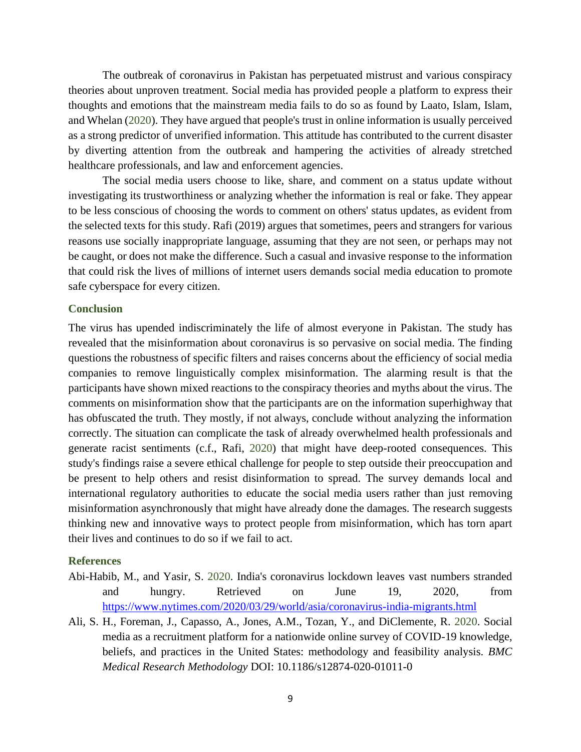The outbreak of coronavirus in Pakistan has perpetuated mistrust and various conspiracy theories about unproven treatment. Social media has provided people a platform to express their thoughts and emotions that the mainstream media fails to do so as found by Laato, Islam, Islam, and Whelan (2020). They have argued that people's trust in online information is usually perceived as a strong predictor of unverified information. This attitude has contributed to the current disaster by diverting attention from the outbreak and hampering the activities of already stretched healthcare professionals, and law and enforcement agencies.

The social media users choose to like, share, and comment on a status update without investigating its trustworthiness or analyzing whether the information is real or fake. They appear to be less conscious of choosing the words to comment on others' status updates, as evident from the selected texts for this study. Rafi (2019) argues that sometimes, peers and strangers for various reasons use socially inappropriate language, assuming that they are not seen, or perhaps may not be caught, or does not make the difference. Such a casual and invasive response to the information that could risk the lives of millions of internet users demands social media education to promote safe cyberspace for every citizen.

## Conclusion

The virus has upended indiscriminately the life of almost everyone in Pakistan. The study has revealed that the misinformation about coronavirus is so pervasive on social media. The finding questions the robustness of specific filters and raises concerns about the efficiency of social media companies to remove linguistically complex misinformation. The alarming result is that the participants have shown mixed reactions to the conspiracy theories and myths about the virus. The comments on misinformation show that the participants are on the information superhighway that has obfuscated the truth. They mostly, if not always, conclude without analyzing the information correctly. The situation can complicate the task of already overwhelmed health professionals and generate racist sentiments (c.f., Rafi, 2020) that might have deep-rooted consequences. This study's findings raise a severe ethical challenge for people to step outside their preoccupation and be present to help others and resist disinformation to spread. The survey demands local and international regulatory authorities to educate the social media users rather than just removing misinformation asynchronously that might have already done the damages. The research suggests thinking new and innovative ways to protect people from misinformation, which has torn apart their lives and continues to do so if we fail to act.

## References

Abi-Habib, M., and Yasir, S. 2020. India's coronavirus lockdown leaves vast numbers stranded and hungry. Retrieved on June 19, 2020, from https://www.nytimes.com/2020/03/29/world/asia/coronavirus-india-migrants.html

Ali, S. H., Foreman, J., Capasso, A., Jones, A.M., Tozan, Y., and DiClemente, R. 2020. Social media as a recruitment platform for a nationwide online survey of COVID-19 knowledge, beliefs, and practices in the United States: methodology and feasibility analysis. *BMC Medical Research Methodology* DOI: 10.1186/s12874-020-01011-0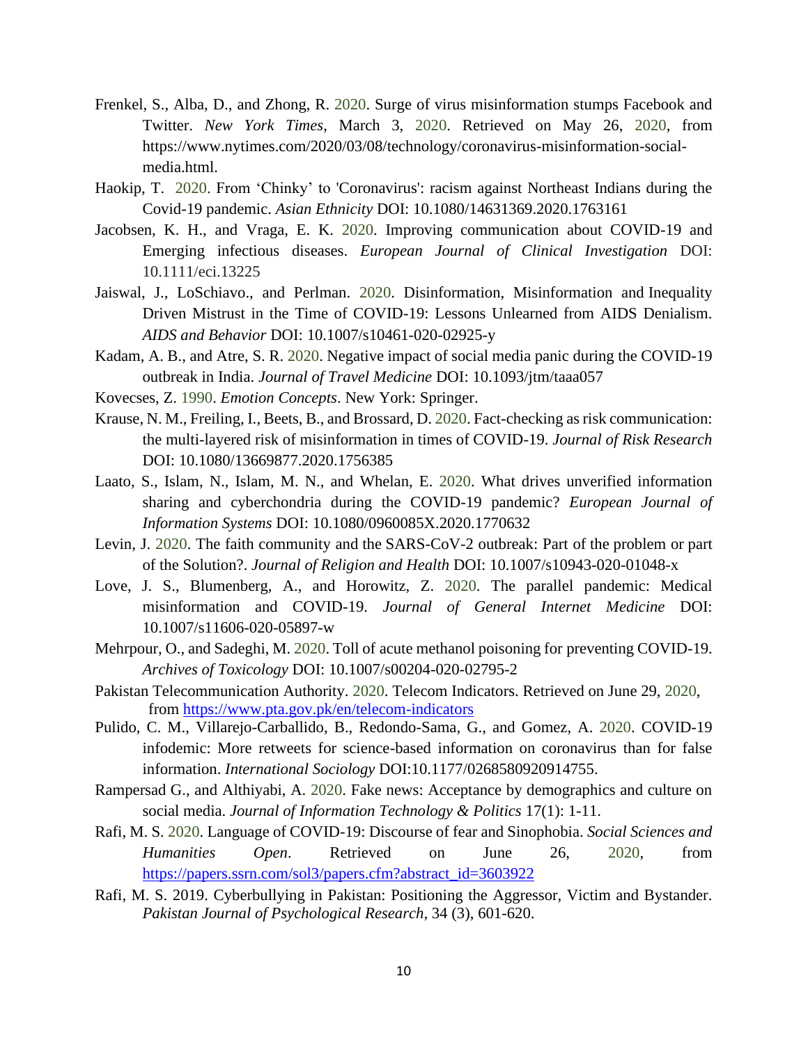Frenkel, S., Alba, D., and Zhong, R. 2020. Surge of virus misinformation stumps Facebook and Twitter. *New York Times*, March 3, 2020. Retrieved on May 26, 2020, from https://www.nytimes.com/2020/03/08/technology/coronavirus-misinformation-social-media.html.

Haokip, T. 2020. From 'Chinky' to 'Coronavirus': racism against Northeast Indians during the Covid-19 pandemic. *Asian Ethnicity* DOI: 10.1080/14631369.2020.1763161

Jacobsen, K. H., and Vraga, E. K. 2020. Improving communication about COVID-19 and Emerging infectious diseases. *European Journal of Clinical Investigation* DOI: 10.1111/eci.13225

Jaiswal, J., LoSchiavo., and Perlman. 2020. Disinformation, Misinformation and Inequality Driven Mistrust in the Time of COVID-19: Lessons Unlearned from AIDS Denialism. *AIDS and Behavior* DOI: 10.1007/s10461-020-02925-y

Kadam, A. B., and Atre, S. R. 2020. Negative impact of social media panic during the COVID-19 outbreak in India. *Journal of Travel Medicine* DOI: 10.1093/jtm/taaa057

Kovecses, Z. 1990. *Emotion Concepts*. New York: Springer.

Krause, N. M., Freiling, I., Beets, B., and Brossard, D. 2020. Fact-checking as risk communication: the multi-layered risk of misinformation in times of COVID-19. *Journal of Risk Research* DOI: 10.1080/13669877.2020.1756385

Laato, S., Islam, N., Islam, M. N., and Whelan, E. 2020. What drives unverified information sharing and cyberchondria during the COVID-19 pandemic? *European Journal of Information Systems* DOI: 10.1080/0960085X.2020.1770632

Levin, J. 2020. The faith community and the SARS-CoV-2 outbreak: Part of the problem or part of the Solution?. *Journal of Religion and Health* DOI: 10.1007/s10943-020-01048-x

Love, J. S., Blumenberg, A., and Horowitz, Z. 2020. The parallel pandemic: Medical misinformation and COVID-19. *Journal of General Internet Medicine* DOI: 10.1007/s11606-020-05897-w

Mehrpour, O., and Sadeghi, M. 2020. Toll of acute methanol poisoning for preventing COVID-19. *Archives of Toxicology* DOI: 10.1007/s00204-020-02795-2

Pakistan Telecommunication Authority. 2020. Telecom Indicators. Retrieved on June 29, 2020, from https://www.pta.gov.pk/en/telecom-indicators

Pulido, C. M., Villarejo-Carballido, B., Redondo-Sama, G., and Gomez, A. 2020. COVID-19 infodemic: More retweets for science-based information on coronavirus than for false information. *International Sociology* DOI:10.1177/0268580920914755.

Rampersad G., and Althiyabi, A. 2020. Fake news: Acceptance by demographics and culture on social media. *Journal of Information Technology & Politics* 17(1): 1-11.

Rafi, M. S. 2020. Language of COVID-19: Discourse of fear and Sinophobia. *Social Sciences and Humanities Open*. Retrieved on June 26, 2020, from https://papers.ssrn.com/sol3/papers.cfm?abstract_id=3603922

Rafi, M. S. 2019. Cyberbullying in Pakistan: Positioning the Aggressor, Victim and Bystander. *Pakistan Journal of Psychological Research*, 34 (3), 601-620.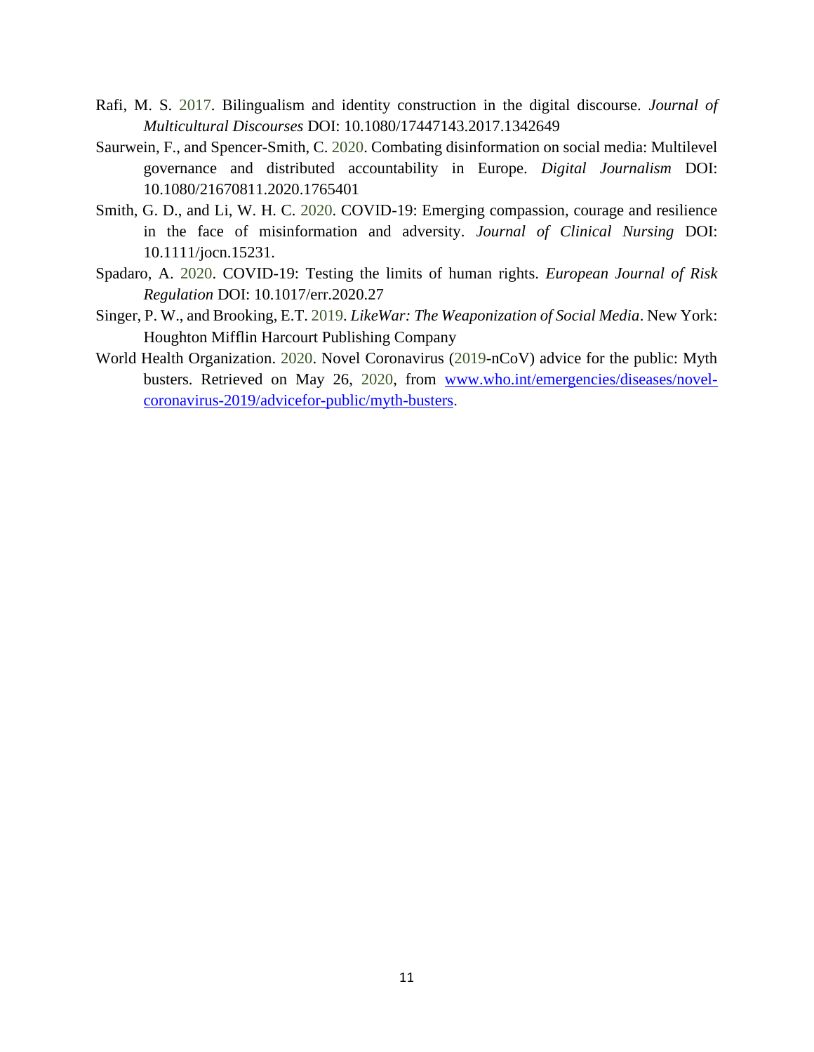Rafi, M. S. 2017. Bilingualism and identity construction in the digital discourse. *Journal of Multicultural Discourses* DOI: 10.1080/17447143.2017.1342649

Saurwein, F., and Spencer-Smith, C. 2020. Combating disinformation on social media: Multilevel governance and distributed accountability in Europe. *Digital Journalism* DOI: 10.1080/21670811.2020.1765401

Smith, G. D., and Li, W. H. C. 2020. COVID-19: Emerging compassion, courage and resilience in the face of misinformation and adversity. *Journal of Clinical Nursing* DOI: 10.1111/jocn.15231.

Spadaro, A. 2020. COVID-19: Testing the limits of human rights. *European Journal of Risk Regulation* DOI: 10.1017/err.2020.27

Singer, P. W., and Brooking, E.T. 2019. *LikeWar: The Weaponization of Social Media*. New York: Houghton Mifflin Harcourt Publishing Company

World Health Organization. 2020. Novel Coronavirus (2019-nCoV) advice for the public: Myth busters. Retrieved on May 26, 2020, from [www.who.int/emergencies/diseases/novel-coronavirus-2019/advicefor-public/myth-busters](www.who.int/emergencies/diseases/novel-coronavirus-2019/advicefor-public/myth-busters).